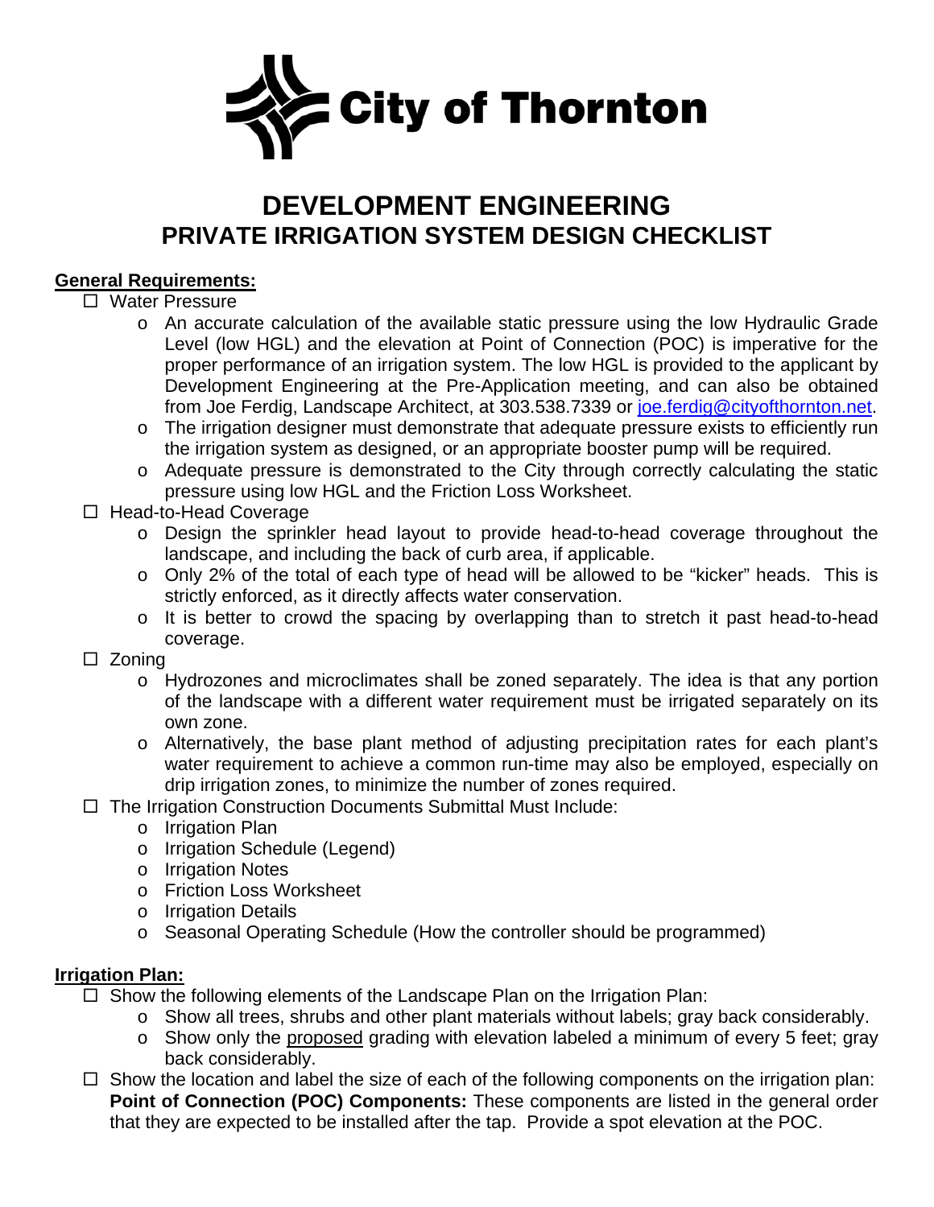# City of Thornton

# DEVELOPMENT ENGINEERING
## PRIVATE IRRIGATION SYSTEM DESIGN CHECKLIST

**General Requirements:**

- ☐ Water Pressure
  - An accurate calculation of the available static pressure using the low Hydraulic Grade Level (low HGL) and the elevation at Point of Connection (POC) is imperative for the proper performance of an irrigation system. The low HGL is provided to the applicant by Development Engineering at the Pre-Application meeting, and can also be obtained from Joe Ferdig, Landscape Architect, at 303.538.7339 or joe.ferdig@cityofthornton.net.
  - The irrigation designer must demonstrate that adequate pressure exists to efficiently run the irrigation system as designed, or an appropriate booster pump will be required.
  - Adequate pressure is demonstrated to the City through correctly calculating the static pressure using low HGL and the Friction Loss Worksheet.
- ☐ Head-to-Head Coverage
  - Design the sprinkler head layout to provide head-to-head coverage throughout the landscape, and including the back of curb area, if applicable.
  - Only 2% of the total of each type of head will be allowed to be "kicker" heads. This is strictly enforced, as it directly affects water conservation.
  - It is better to crowd the spacing by overlapping than to stretch it past head-to-head coverage.
- ☐ Zoning
  - Hydrozones and microclimates shall be zoned separately. The idea is that any portion of the landscape with a different water requirement must be irrigated separately on its own zone.
  - Alternatively, the base plant method of adjusting precipitation rates for each plant's water requirement to achieve a common run-time may also be employed, especially on drip irrigation zones, to minimize the number of zones required.
- ☐ The Irrigation Construction Documents Submittal Must Include:
  - Irrigation Plan
  - Irrigation Schedule (Legend)
  - Irrigation Notes
  - Friction Loss Worksheet
  - Irrigation Details
  - Seasonal Operating Schedule (How the controller should be programmed)

**Irrigation Plan:**

- ☐ Show the following elements of the Landscape Plan on the Irrigation Plan:
  - Show all trees, shrubs and other plant materials without labels; gray back considerably.
  - Show only the proposed grading with elevation labeled a minimum of every 5 feet; gray back considerably.
- ☐ Show the location and label the size of each of the following components on the irrigation plan: **Point of Connection (POC) Components:** These components are listed in the general order that they are expected to be installed after the tap. Provide a spot elevation at the POC.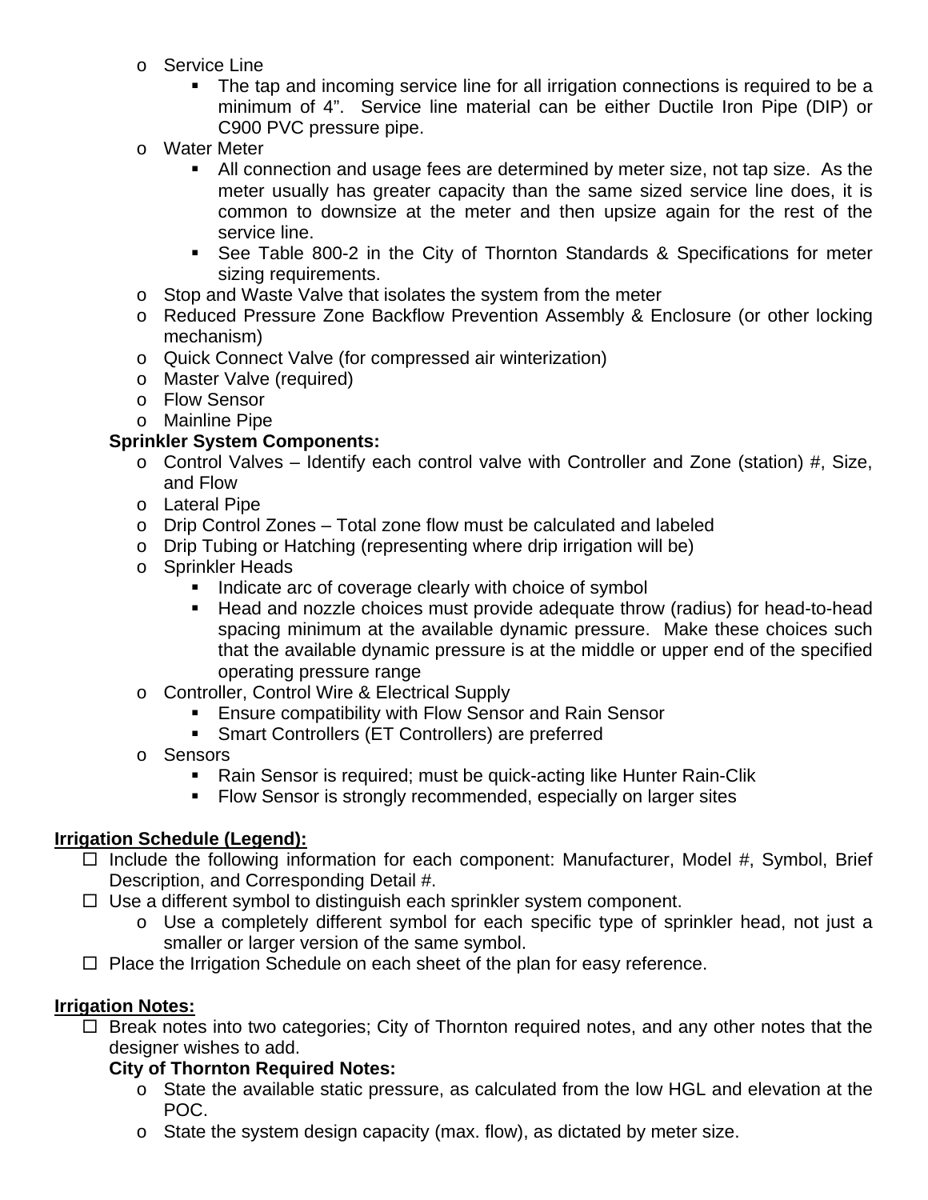- Service Line
  - The tap and incoming service line for all irrigation connections is required to be a minimum of 4”. Service line material can be either Ductile Iron Pipe (DIP) or C900 PVC pressure pipe.
- Water Meter
  - All connection and usage fees are determined by meter size, not tap size. As the meter usually has greater capacity than the same sized service line does, it is common to downsize at the meter and then upsize again for the rest of the service line.
  - See Table 800-2 in the City of Thornton Standards & Specifications for meter sizing requirements.
- Stop and Waste Valve that isolates the system from the meter
- Reduced Pressure Zone Backflow Prevention Assembly & Enclosure (or other locking mechanism)
- Quick Connect Valve (for compressed air winterization)
- Master Valve (required)
- Flow Sensor
- Mainline Pipe

**Sprinkler System Components:**

- Control Valves – Identify each control valve with Controller and Zone (station) #, Size, and Flow
- Lateral Pipe
- Drip Control Zones – Total zone flow must be calculated and labeled
- Drip Tubing or Hatching (representing where drip irrigation will be)
- Sprinkler Heads
  - Indicate arc of coverage clearly with choice of symbol
  - Head and nozzle choices must provide adequate throw (radius) for head-to-head spacing minimum at the available dynamic pressure. Make these choices such that the available dynamic pressure is at the middle or upper end of the specified operating pressure range
- Controller, Control Wire & Electrical Supply
  - Ensure compatibility with Flow Sensor and Rain Sensor
  - Smart Controllers (ET Controllers) are preferred
- Sensors
  - Rain Sensor is required; must be quick-acting like Hunter Rain-Clik
  - Flow Sensor is strongly recommended, especially on larger sites

**Irrigation Schedule (Legend):**

- ☐ Include the following information for each component: Manufacturer, Model #, Symbol, Brief Description, and Corresponding Detail #.
- ☐ Use a different symbol to distinguish each sprinkler system component.
  - Use a completely different symbol for each specific type of sprinkler head, not just a smaller or larger version of the same symbol.
- ☐ Place the Irrigation Schedule on each sheet of the plan for easy reference.

**Irrigation Notes:**

- ☐ Break notes into two categories; City of Thornton required notes, and any other notes that the designer wishes to add.

  **City of Thornton Required Notes:**

  - State the available static pressure, as calculated from the low HGL and elevation at the POC.
  - State the system design capacity (max. flow), as dictated by meter size.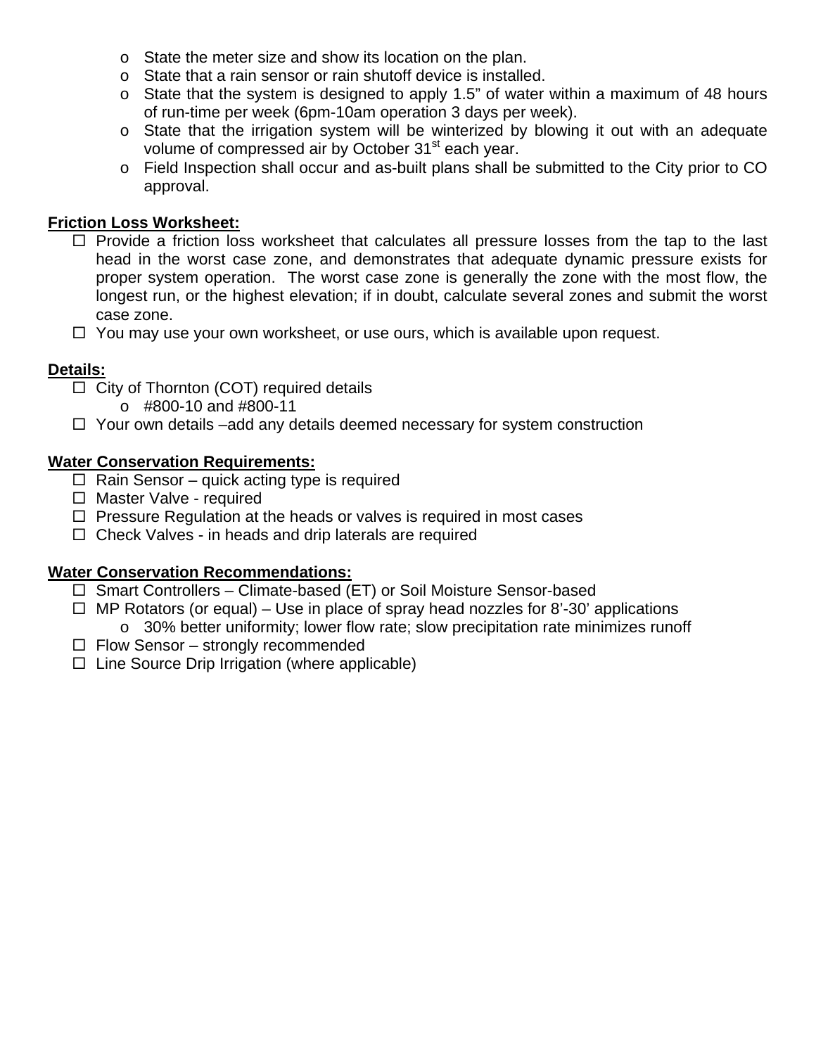- State the meter size and show its location on the plan.
- State that a rain sensor or rain shutoff device is installed.
- State that the system is designed to apply 1.5" of water within a maximum of 48 hours of run-time per week (6pm-10am operation 3 days per week).
- State that the irrigation system will be winterized by blowing it out with an adequate volume of compressed air by October 31st each year.
- Field Inspection shall occur and as-built plans shall be submitted to the City prior to CO approval.

**Friction Loss Worksheet:**

- ☐ Provide a friction loss worksheet that calculates all pressure losses from the tap to the last head in the worst case zone, and demonstrates that adequate dynamic pressure exists for proper system operation. The worst case zone is generally the zone with the most flow, the longest run, or the highest elevation; if in doubt, calculate several zones and submit the worst case zone.
- ☐ You may use your own worksheet, or use ours, which is available upon request.

**Details:**

- ☐ City of Thornton (COT) required details
  - #800-10 and #800-11
- ☐ Your own details –add any details deemed necessary for system construction

**Water Conservation Requirements:**

- ☐ Rain Sensor – quick acting type is required
- ☐ Master Valve - required
- ☐ Pressure Regulation at the heads or valves is required in most cases
- ☐ Check Valves - in heads and drip laterals are required

**Water Conservation Recommendations:**

- ☐ Smart Controllers – Climate-based (ET) or Soil Moisture Sensor-based
- ☐ MP Rotators (or equal) – Use in place of spray head nozzles for 8'-30' applications
  - 30% better uniformity; lower flow rate; slow precipitation rate minimizes runoff
- ☐ Flow Sensor – strongly recommended
- ☐ Line Source Drip Irrigation (where applicable)